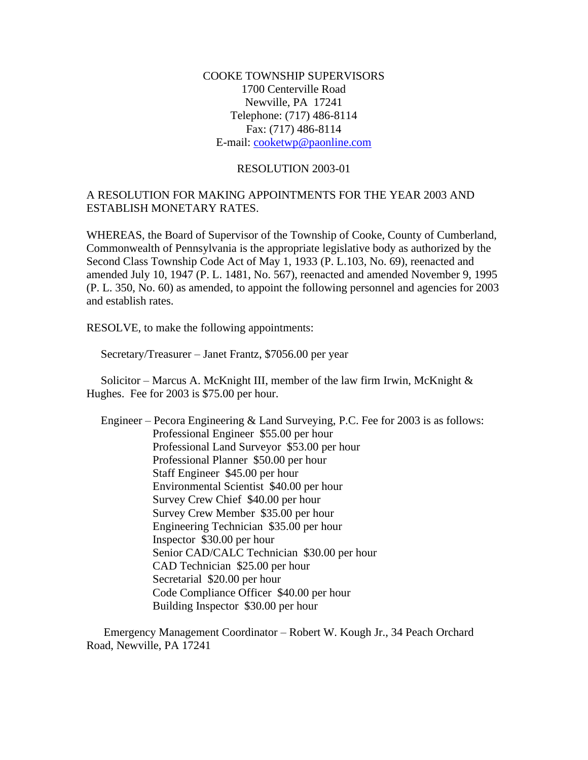COOKE TOWNSHIP SUPERVISORS
1700 Centerville Road
Newville, PA 17241
Telephone: (717) 486-8114
Fax: (717) 486-8114
E-mail: cooketwp@paonline.com

RESOLUTION 2003-01

A RESOLUTION FOR MAKING APPOINTMENTS FOR THE YEAR 2003 AND ESTABLISH MONETARY RATES.

WHEREAS, the Board of Supervisor of the Township of Cooke, County of Cumberland, Commonwealth of Pennsylvania is the appropriate legislative body as authorized by the Second Class Township Code Act of May 1, 1933 (P. L.103, No. 69), reenacted and amended July 10, 1947 (P. L. 1481, No. 567), reenacted and amended November 9, 1995 (P. L. 350, No. 60) as amended, to appoint the following personnel and agencies for 2003 and establish rates.

RESOLVE, to make the following appointments:

Secretary/Treasurer – Janet Frantz, $7056.00 per year

Solicitor – Marcus A. McKnight III, member of the law firm Irwin, McKnight & Hughes. Fee for 2003 is $75.00 per hour.

Engineer – Pecora Engineering & Land Surveying, P.C. Fee for 2003 is as follows:

- Professional Engineer $55.00 per hour
- Professional Land Surveyor $53.00 per hour
- Professional Planner $50.00 per hour
- Staff Engineer $45.00 per hour
- Environmental Scientist $40.00 per hour
- Survey Crew Chief $40.00 per hour
- Survey Crew Member $35.00 per hour
- Engineering Technician $35.00 per hour
- Inspector $30.00 per hour
- Senior CAD/CALC Technician $30.00 per hour
- CAD Technician $25.00 per hour
- Secretarial $20.00 per hour
- Code Compliance Officer $40.00 per hour
- Building Inspector $30.00 per hour

Emergency Management Coordinator – Robert W. Kough Jr., 34 Peach Orchard Road, Newville, PA 17241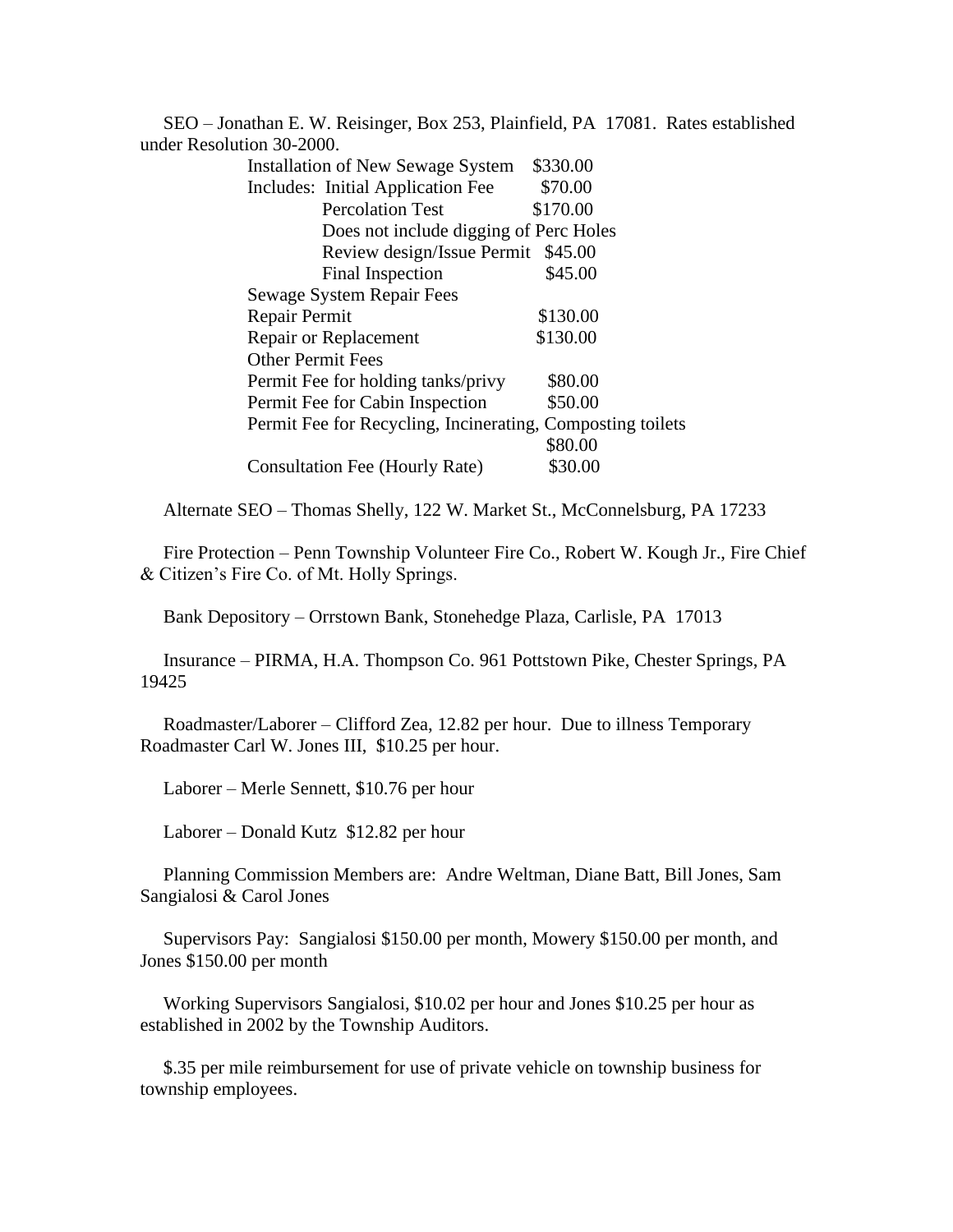SEO – Jonathan E. W. Reisinger, Box 253, Plainfield, PA 17081. Rates established under Resolution 30-2000.

| | |
|---|---|
| Installation of New Sewage System | $330.00 |
| Includes: Initial Application Fee | $70.00 |
| Percolation Test | $170.00 |
| Does not include digging of Perc Holes | |
| Review design/Issue Permit | $45.00 |
| Final Inspection | $45.00 |
| Sewage System Repair Fees | |
| Repair Permit | $130.00 |
| Repair or Replacement | $130.00 |
| Other Permit Fees | |
| Permit Fee for holding tanks/privy | $80.00 |
| Permit Fee for Cabin Inspection | $50.00 |
| Permit Fee for Recycling, Incinerating, Composting toilets | $80.00 |
| Consultation Fee (Hourly Rate) | $30.00 |

Alternate SEO – Thomas Shelly, 122 W. Market St., McConnelsburg, PA 17233

Fire Protection – Penn Township Volunteer Fire Co., Robert W. Kough Jr., Fire Chief & Citizen's Fire Co. of Mt. Holly Springs.

Bank Depository – Orrstown Bank, Stonehedge Plaza, Carlisle, PA 17013

Insurance – PIRMA, H.A. Thompson Co. 961 Pottstown Pike, Chester Springs, PA 19425

Roadmaster/Laborer – Clifford Zea, 12.82 per hour. Due to illness Temporary Roadmaster Carl W. Jones III, $10.25 per hour.

Laborer – Merle Sennett, $10.76 per hour

Laborer – Donald Kutz $12.82 per hour

Planning Commission Members are: Andre Weltman, Diane Batt, Bill Jones, Sam Sangialosi & Carol Jones

Supervisors Pay: Sangialosi $150.00 per month, Mowery $150.00 per month, and Jones $150.00 per month

Working Supervisors Sangialosi, $10.02 per hour and Jones $10.25 per hour as established in 2002 by the Township Auditors.

$.35 per mile reimbursement for use of private vehicle on township business for township employees.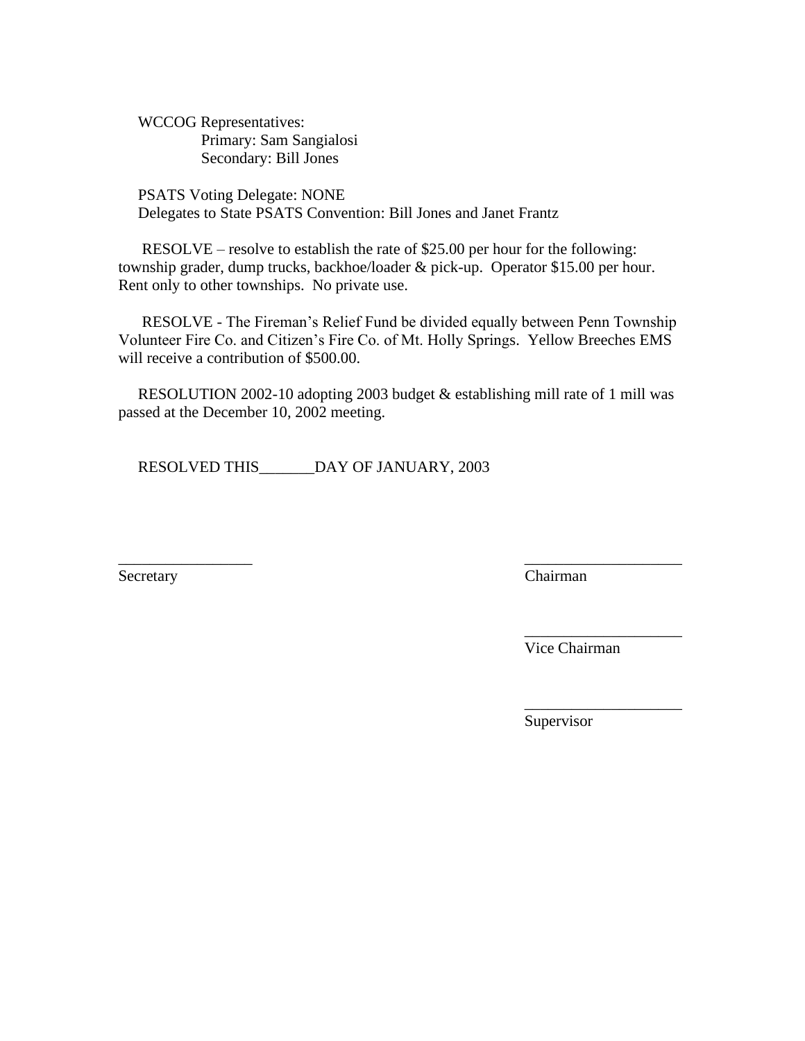WCCOG Representatives:

Primary: Sam Sangialosi
Secondary: Bill Jones

PSATS Voting Delegate: NONE
Delegates to State PSATS Convention: Bill Jones and Janet Frantz

RESOLVE – resolve to establish the rate of $25.00 per hour for the following: township grader, dump trucks, backhoe/loader & pick-up. Operator $15.00 per hour. Rent only to other townships. No private use.

RESOLVE - The Fireman's Relief Fund be divided equally between Penn Township Volunteer Fire Co. and Citizen's Fire Co. of Mt. Holly Springs. Yellow Breeches EMS will receive a contribution of $500.00.

RESOLUTION 2002-10 adopting 2003 budget & establishing mill rate of 1 mill was passed at the December 10, 2002 meeting.

RESOLVED THIS_______DAY OF JANUARY, 2003

_________________
Secretary

____________________
Chairman

____________________
Vice Chairman

____________________
Supervisor